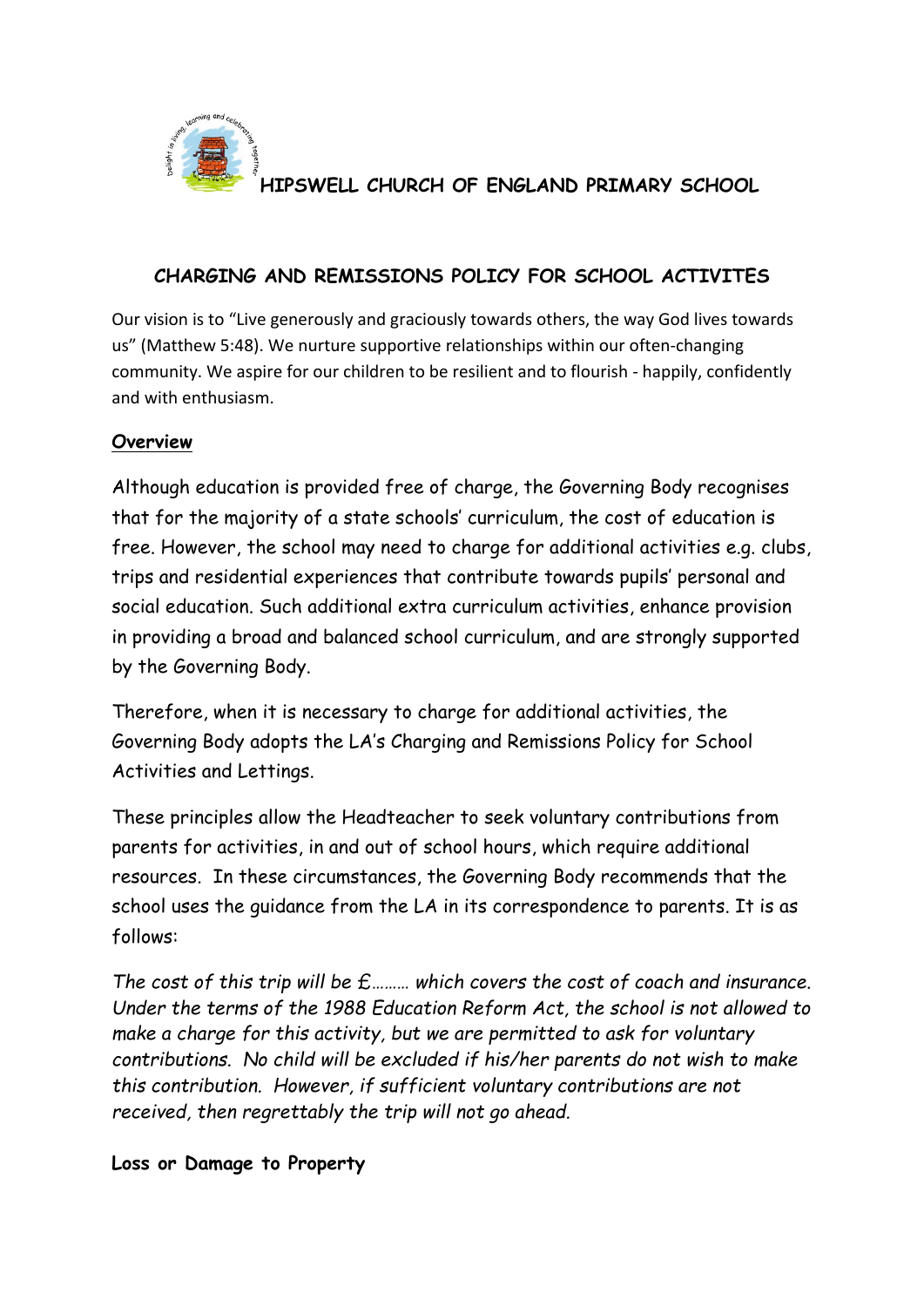# HIPSWELL CHURCH OF ENGLAND PRIMARY SCHOOL

## CHARGING AND REMISSIONS POLICY FOR SCHOOL ACTIVITES

Our vision is to "Live generously and graciously towards others, the way God lives towards us" (Matthew 5:48). We nurture supportive relationships within our often-changing community. We aspire for our children to be resilient and to flourish - happily, confidently and with enthusiasm.

### Overview

Although education is provided free of charge, the Governing Body recognises that for the majority of a state schools' curriculum, the cost of education is free. However, the school may need to charge for additional activities e.g. clubs, trips and residential experiences that contribute towards pupils' personal and social education. Such additional extra curriculum activities, enhance provision in providing a broad and balanced school curriculum, and are strongly supported by the Governing Body.

Therefore, when it is necessary to charge for additional activities, the Governing Body adopts the LA's Charging and Remissions Policy for School Activities and Lettings.

These principles allow the Headteacher to seek voluntary contributions from parents for activities, in and out of school hours, which require additional resources. In these circumstances, the Governing Body recommends that the school uses the guidance from the LA in its correspondence to parents. It is as follows:

*The cost of this trip will be £……… which covers the cost of coach and insurance. Under the terms of the 1988 Education Reform Act, the school is not allowed to make a charge for this activity, but we are permitted to ask for voluntary contributions. No child will be excluded if his/her parents do not wish to make this contribution. However, if sufficient voluntary contributions are not received, then regrettably the trip will not go ahead.*

### Loss or Damage to Property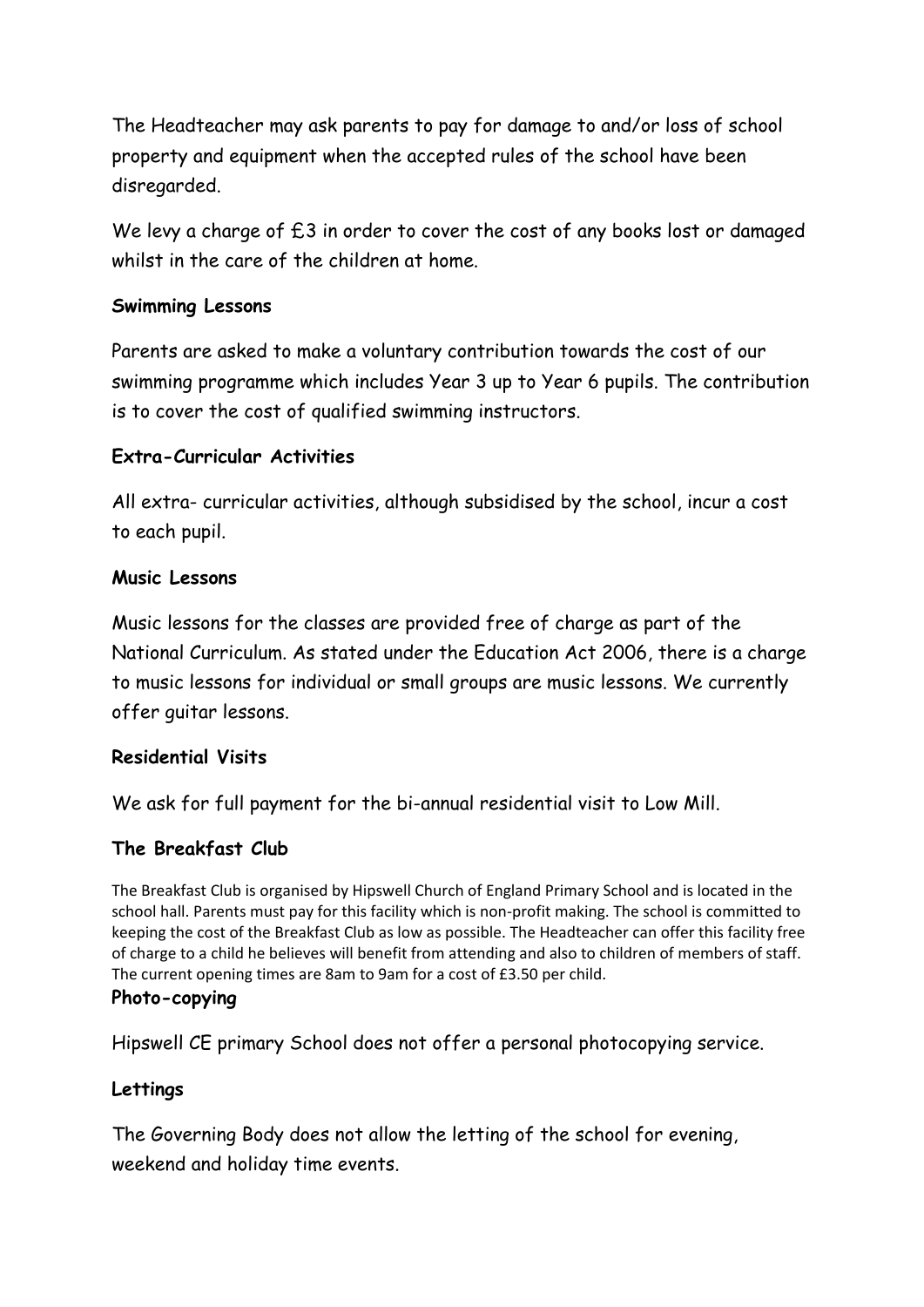The Headteacher may ask parents to pay for damage to and/or loss of school property and equipment when the accepted rules of the school have been disregarded.

We levy a charge of £3 in order to cover the cost of any books lost or damaged whilst in the care of the children at home.

**Swimming Lessons**

Parents are asked to make a voluntary contribution towards the cost of our swimming programme which includes Year 3 up to Year 6 pupils. The contribution is to cover the cost of qualified swimming instructors.

**Extra-Curricular Activities**

All extra- curricular activities, although subsidised by the school, incur a cost to each pupil.

**Music Lessons**

Music lessons for the classes are provided free of charge as part of the National Curriculum. As stated under the Education Act 2006, there is a charge to music lessons for individual or small groups are music lessons. We currently offer guitar lessons.

**Residential Visits**

We ask for full payment for the bi-annual residential visit to Low Mill.

**The Breakfast Club**

The Breakfast Club is organised by Hipswell Church of England Primary School and is located in the school hall. Parents must pay for this facility which is non-profit making. The school is committed to keeping the cost of the Breakfast Club as low as possible. The Headteacher can offer this facility free of charge to a child he believes will benefit from attending and also to children of members of staff. The current opening times are 8am to 9am for a cost of £3.50 per child.

**Photo-copying**

Hipswell CE primary School does not offer a personal photocopying service.

**Lettings**

The Governing Body does not allow the letting of the school for evening, weekend and holiday time events.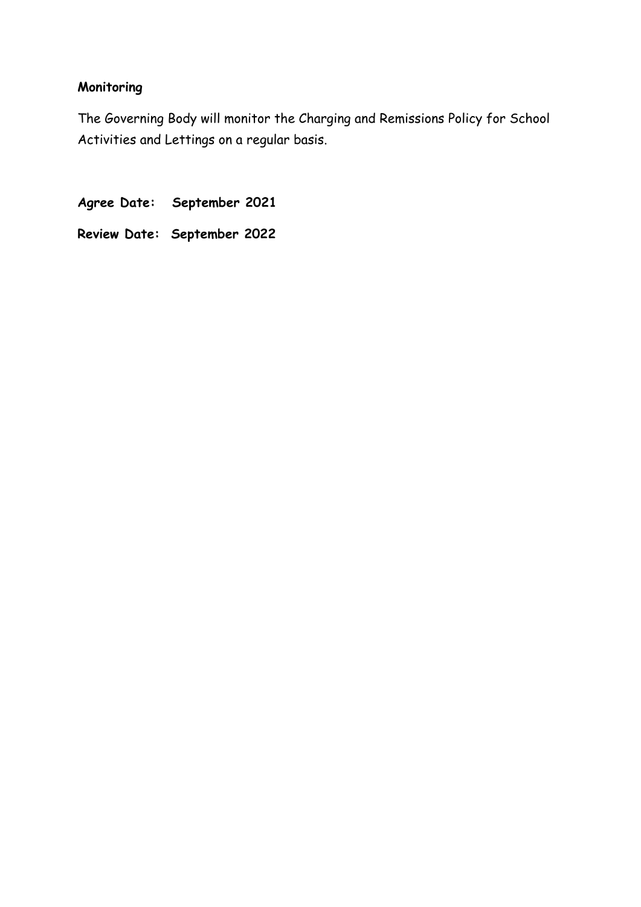## Monitoring

The Governing Body will monitor the Charging and Remissions Policy for School Activities and Lettings on a regular basis.

**Agree Date: September 2021**

**Review Date: September 2022**